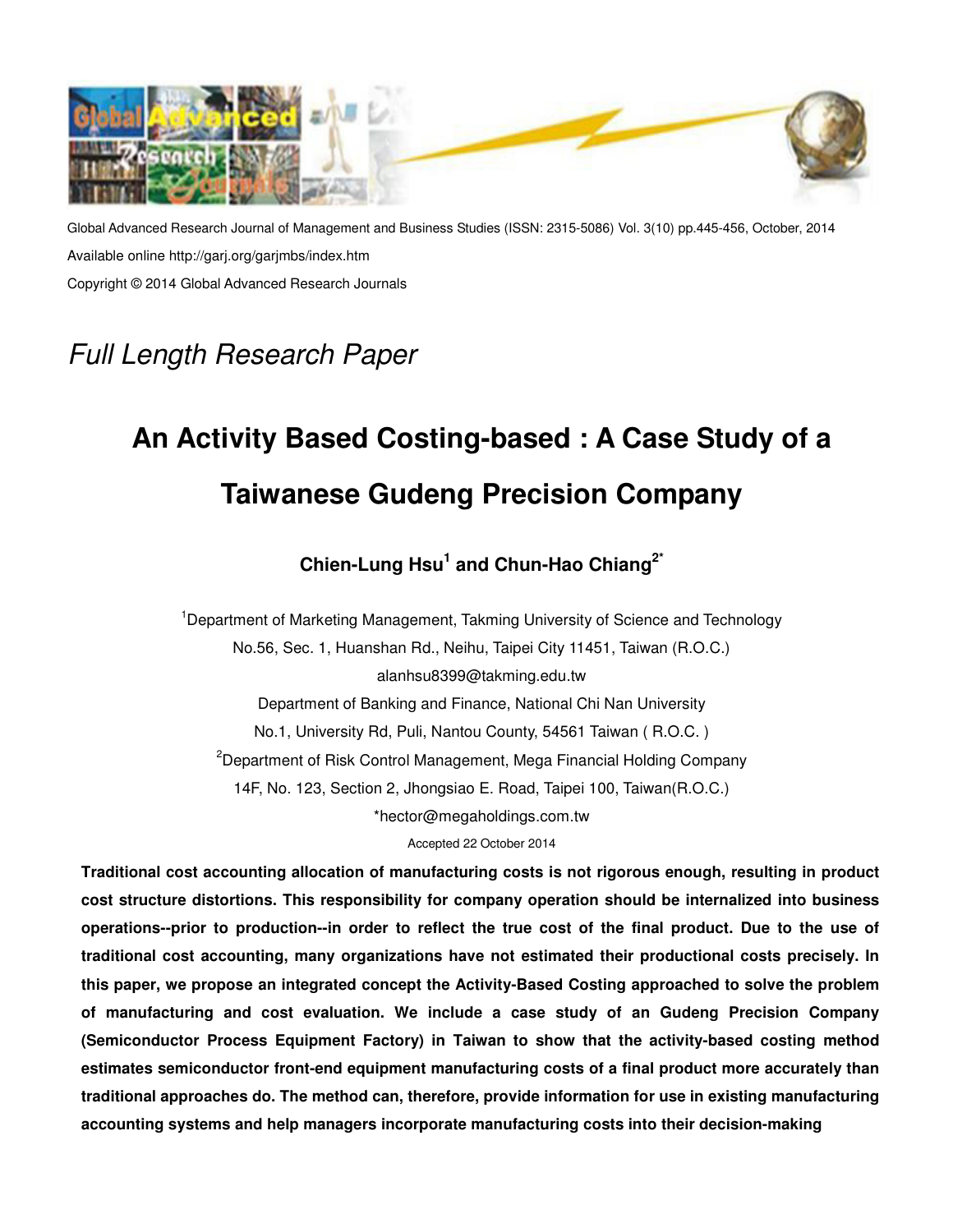Global Advanced Research Journal of Management and Business Studies (ISSN: 2315-5086) Vol. 3(10) pp.445-456, October, 2014

Available online http://garj.org/garjmbs/index.htm

Copyright © 2014 Global Advanced Research Journals

*Full Length Research Paper*

# An Activity Based Costing-based : A Case Study of a Taiwanese Gudeng Precision Company

**Chien-Lung Hsu[1] and Chun-Hao Chiang[2*]**

[1]Department of Marketing Management, Takming University of Science and Technology

No.56, Sec. 1, Huanshan Rd., Neihu, Taipei City 11451, Taiwan (R.O.C.)

alanhsu8399@takming.edu.tw

Department of Banking and Finance, National Chi Nan University

No.1, University Rd, Puli, Nantou County, 54561 Taiwan ( R.O.C. )

[2]Department of Risk Control Management, Mega Financial Holding Company

14F, No. 123, Section 2, Jhongsiao E. Road, Taipei 100, Taiwan(R.O.C.)

*hector@megaholdings.com.tw

Accepted 22 October 2014

**Traditional cost accounting allocation of manufacturing costs is not rigorous enough, resulting in product cost structure distortions. This responsibility for company operation should be internalized into business operations--prior to production--in order to reflect the true cost of the final product. Due to the use of traditional cost accounting, many organizations have not estimated their productional costs precisely. In this paper, we propose an integrated concept the Activity-Based Costing approached to solve the problem of manufacturing and cost evaluation. We include a case study of an Gudeng Precision Company (Semiconductor Process Equipment Factory) in Taiwan to show that the activity-based costing method estimates semiconductor front-end equipment manufacturing costs of a final product more accurately than traditional approaches do. The method can, therefore, provide information for use in existing manufacturing accounting systems and help managers incorporate manufacturing costs into their decision-making**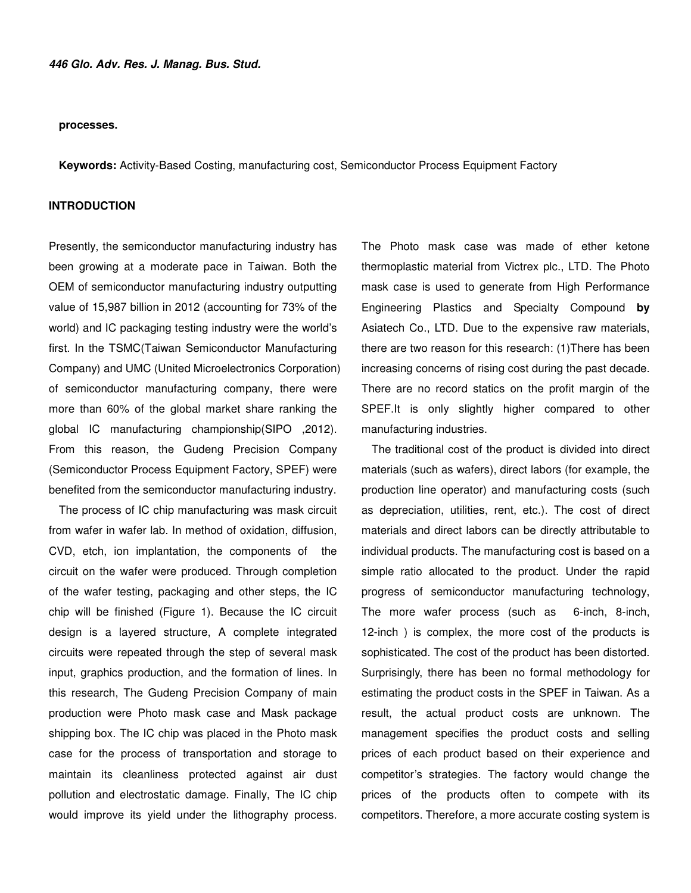**processes.**

**Keywords:** Activity-Based Costing, manufacturing cost, Semiconductor Process Equipment Factory

## INTRODUCTION

Presently, the semiconductor manufacturing industry has been growing at a moderate pace in Taiwan. Both the OEM of semiconductor manufacturing industry outputting value of 15,987 billion in 2012 (accounting for 73% of the world) and IC packaging testing industry were the world's first. In the TSMC(Taiwan Semiconductor Manufacturing Company) and UMC (United Microelectronics Corporation) of semiconductor manufacturing company, there were more than 60% of the global market share ranking the global IC manufacturing championship(SIPO ,2012). From this reason, the Gudeng Precision Company (Semiconductor Process Equipment Factory, SPEF) were benefited from the semiconductor manufacturing industry.

The process of IC chip manufacturing was mask circuit from wafer in wafer lab. In method of oxidation, diffusion, CVD, etch, ion implantation, the components of the circuit on the wafer were produced. Through completion of the wafer testing, packaging and other steps, the IC chip will be finished (Figure 1). Because the IC circuit design is a layered structure, A complete integrated circuits were repeated through the step of several mask input, graphics production, and the formation of lines. In this research, The Gudeng Precision Company of main production were Photo mask case and Mask package shipping box. The IC chip was placed in the Photo mask case for the process of transportation and storage to maintain its cleanliness protected against air dust pollution and electrostatic damage. Finally, The IC chip would improve its yield under the lithography process. The Photo mask case was made of ether ketone thermoplastic material from Victrex plc., LTD. The Photo mask case is used to generate from High Performance Engineering Plastics and Specialty Compound **by** Asiatech Co., LTD. Due to the expensive raw materials, there are two reason for this research: (1)There has been increasing concerns of rising cost during the past decade. There are no record statics on the profit margin of the SPEF.It is only slightly higher compared to other manufacturing industries.

The traditional cost of the product is divided into direct materials (such as wafers), direct labors (for example, the production line operator) and manufacturing costs (such as depreciation, utilities, rent, etc.). The cost of direct materials and direct labors can be directly attributable to individual products. The manufacturing cost is based on a simple ratio allocated to the product. Under the rapid progress of semiconductor manufacturing technology, The more wafer process (such as 6-inch, 8-inch, 12-inch ) is complex, the more cost of the products is sophisticated. The cost of the product has been distorted. Surprisingly, there has been no formal methodology for estimating the product costs in the SPEF in Taiwan. As a result, the actual product costs are unknown. The management specifies the product costs and selling prices of each product based on their experience and competitor's strategies. The factory would change the prices of the products often to compete with its competitors. Therefore, a more accurate costing system is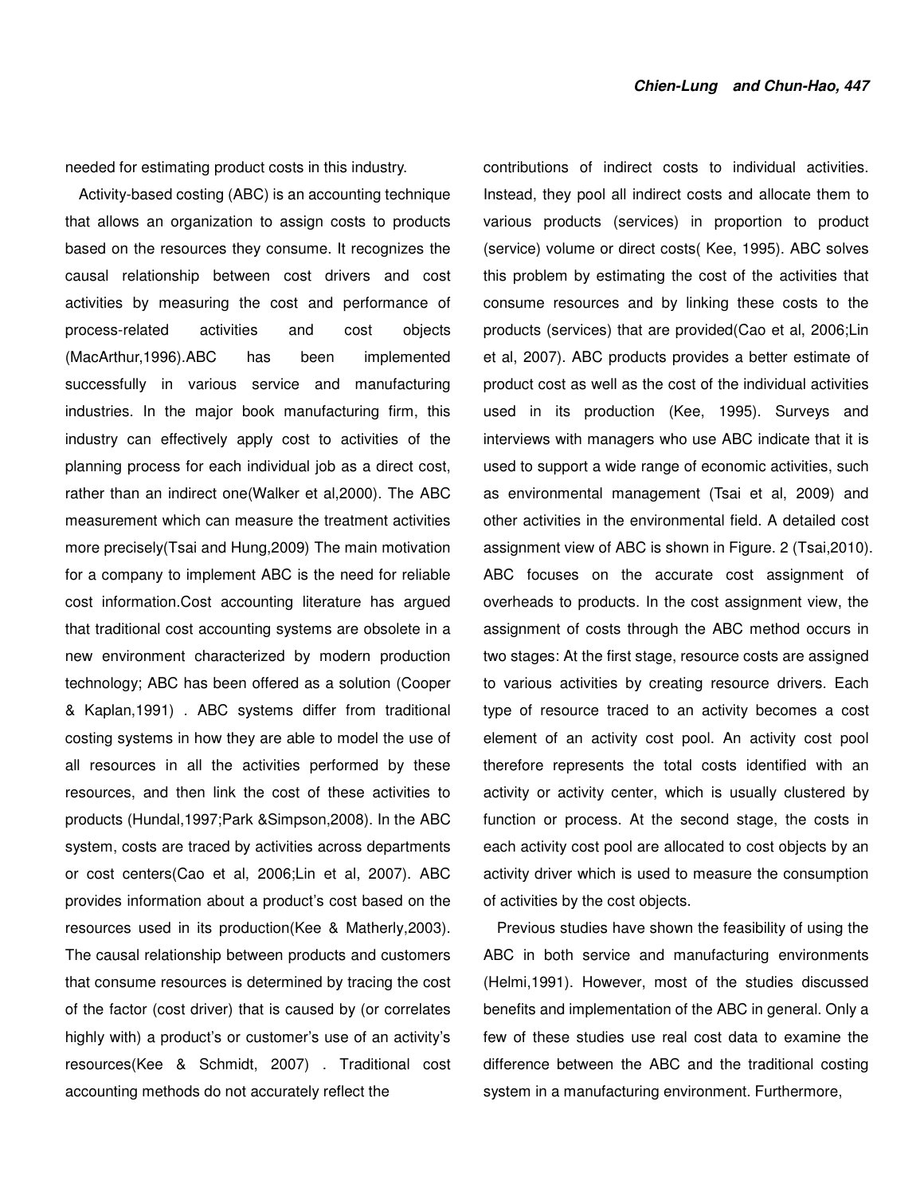needed for estimating product costs in this industry.

Activity-based costing (ABC) is an accounting technique that allows an organization to assign costs to products based on the resources they consume. It recognizes the causal relationship between cost drivers and cost activities by measuring the cost and performance of process-related activities and cost objects (MacArthur,1996).ABC has been implemented successfully in various service and manufacturing industries. In the major book manufacturing firm, this industry can effectively apply cost to activities of the planning process for each individual job as a direct cost, rather than an indirect one(Walker et al,2000). The ABC measurement which can measure the treatment activities more precisely(Tsai and Hung,2009) The main motivation for a company to implement ABC is the need for reliable cost information.Cost accounting literature has argued that traditional cost accounting systems are obsolete in a new environment characterized by modern production technology; ABC has been offered as a solution (Cooper & Kaplan,1991) . ABC systems differ from traditional costing systems in how they are able to model the use of all resources in all the activities performed by these resources, and then link the cost of these activities to products (Hundal,1997;Park &Simpson,2008). In the ABC system, costs are traced by activities across departments or cost centers(Cao et al, 2006;Lin et al, 2007). ABC provides information about a product's cost based on the resources used in its production(Kee & Matherly,2003). The causal relationship between products and customers that consume resources is determined by tracing the cost of the factor (cost driver) that is caused by (or correlates highly with) a product's or customer's use of an activity's resources(Kee & Schmidt, 2007) . Traditional cost accounting methods do not accurately reflect the contributions of indirect costs to individual activities. Instead, they pool all indirect costs and allocate them to various products (services) in proportion to product (service) volume or direct costs( Kee, 1995). ABC solves this problem by estimating the cost of the activities that consume resources and by linking these costs to the products (services) that are provided(Cao et al, 2006;Lin et al, 2007). ABC products provides a better estimate of product cost as well as the cost of the individual activities used in its production (Kee, 1995). Surveys and interviews with managers who use ABC indicate that it is used to support a wide range of economic activities, such as environmental management (Tsai et al, 2009) and other activities in the environmental field. A detailed cost assignment view of ABC is shown in Figure. 2 (Tsai,2010). ABC focuses on the accurate cost assignment of overheads to products. In the cost assignment view, the assignment of costs through the ABC method occurs in two stages: At the first stage, resource costs are assigned to various activities by creating resource drivers. Each type of resource traced to an activity becomes a cost element of an activity cost pool. An activity cost pool therefore represents the total costs identified with an activity or activity center, which is usually clustered by function or process. At the second stage, the costs in each activity cost pool are allocated to cost objects by an activity driver which is used to measure the consumption of activities by the cost objects.

Previous studies have shown the feasibility of using the ABC in both service and manufacturing environments (Helmi,1991). However, most of the studies discussed benefits and implementation of the ABC in general. Only a few of these studies use real cost data to examine the difference between the ABC and the traditional costing system in a manufacturing environment. Furthermore,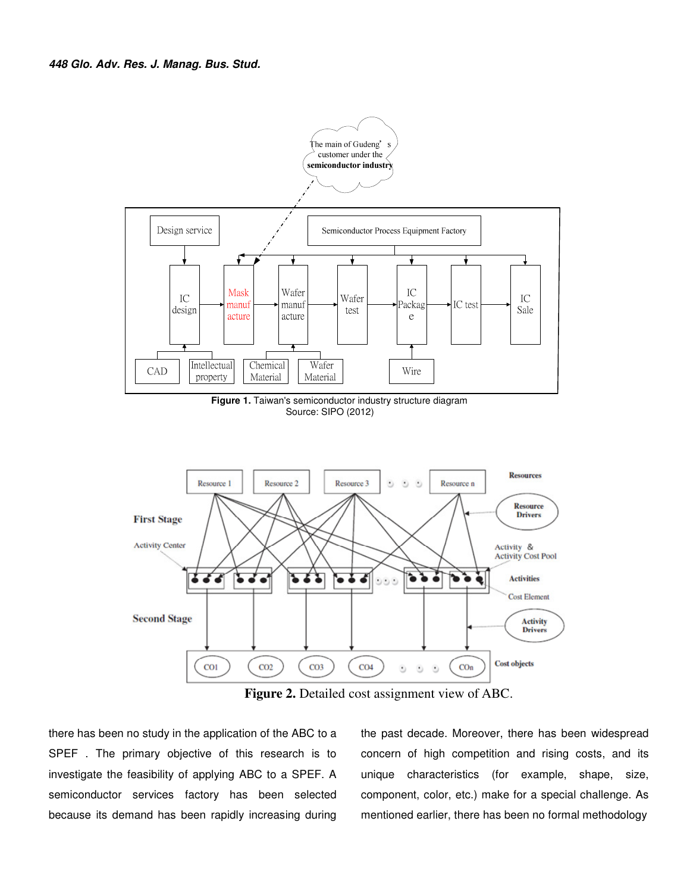**Figure 1.** Taiwan's semiconductor industry structure diagram
Source: SIPO (2012)

**Figure 2.** Detailed cost assignment view of ABC.

there has been no study in the application of the ABC to a SPEF . The primary objective of this research is to investigate the feasibility of applying ABC to a SPEF. A semiconductor services factory has been selected because its demand has been rapidly increasing during the past decade. Moreover, there has been widespread concern of high competition and rising costs, and its unique characteristics (for example, shape, size, component, color, etc.) make for a special challenge. As mentioned earlier, there has been no formal methodology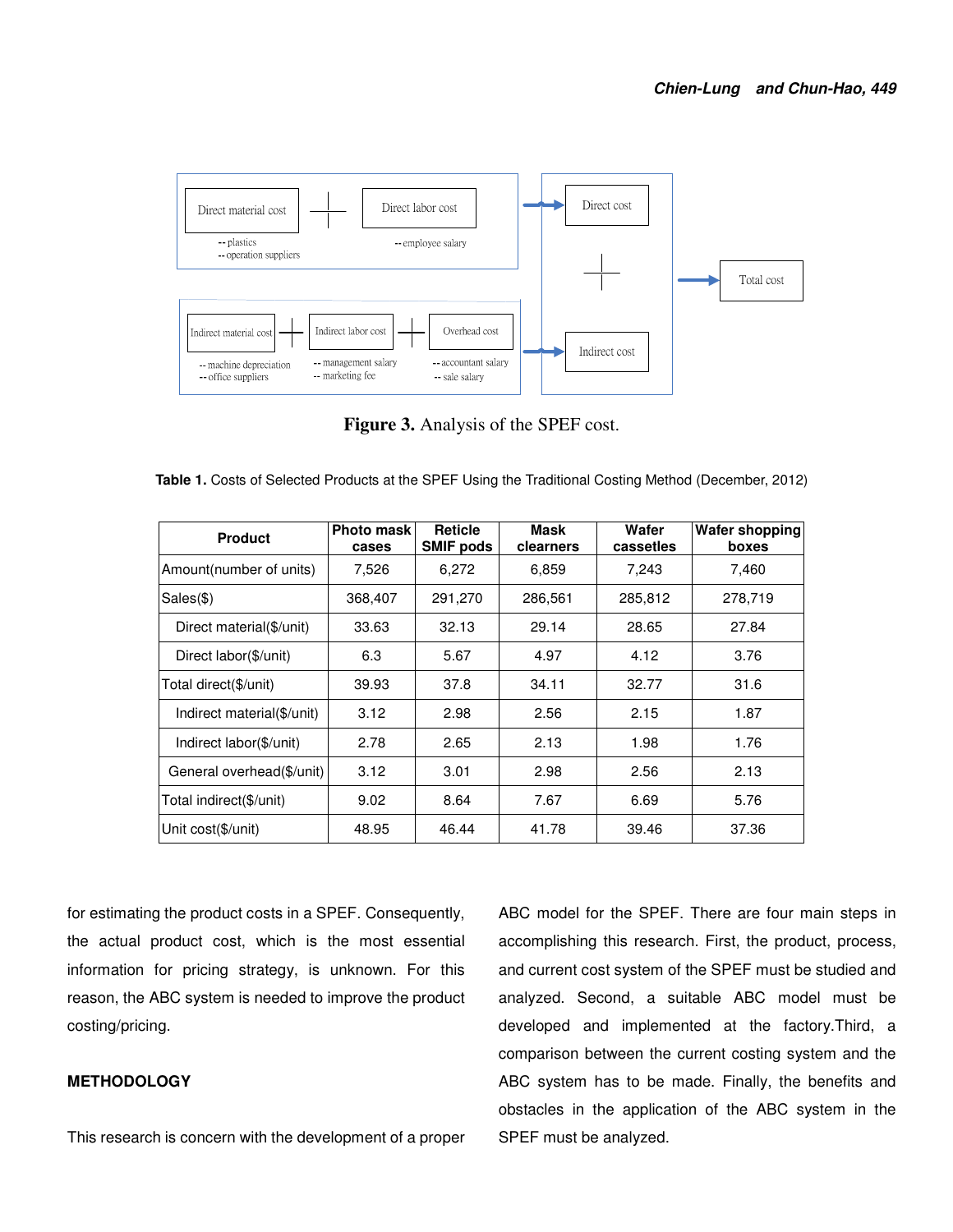Direct material cost + Direct labor cost → Direct cost

-- plastics
-- operation suppliers

-- employee salary

Indirect material cost + Indirect labor cost + Overhead cost → Indirect cost

-- machine depreciation
-- office suppliers

-- management salary
-- marketing fee

-- accountant salary
-- sale salary

Direct cost + Indirect cost → Total cost

**Figure 3.** Analysis of the SPEF cost.

**Table 1.** Costs of Selected Products at the SPEF Using the Traditional Costing Method (December, 2012)

| Product | Photo mask cases | Reticle SMIF pods | Mask clearners | Wafer cassetles | Wafer shopping boxes |
|---|---|---|---|---|---|
| Amount(number of units) | 7,526 | 6,272 | 6,859 | 7,243 | 7,460 |
| Sales($) | 368,407 | 291,270 | 286,561 | 285,812 | 278,719 |
| Direct material($/unit) | 33.63 | 32.13 | 29.14 | 28.65 | 27.84 |
| Direct labor($/unit) | 6.3 | 5.67 | 4.97 | 4.12 | 3.76 |
| Total direct($/unit) | 39.93 | 37.8 | 34.11 | 32.77 | 31.6 |
| Indirect material($/unit) | 3.12 | 2.98 | 2.56 | 2.15 | 1.87 |
| Indirect labor($/unit) | 2.78 | 2.65 | 2.13 | 1.98 | 1.76 |
| General overhead($/unit) | 3.12 | 3.01 | 2.98 | 2.56 | 2.13 |
| Total indirect($/unit) | 9.02 | 8.64 | 7.67 | 6.69 | 5.76 |
| Unit cost($/unit) | 48.95 | 46.44 | 41.78 | 39.46 | 37.36 |

for estimating the product costs in a SPEF. Consequently, the actual product cost, which is the most essential information for pricing strategy, is unknown. For this reason, the ABC system is needed to improve the product costing/pricing.

## METHODOLOGY

This research is concern with the development of a proper ABC model for the SPEF. There are four main steps in accomplishing this research. First, the product, process, and current cost system of the SPEF must be studied and analyzed. Second, a suitable ABC model must be developed and implemented at the factory.Third, a comparison between the current costing system and the ABC system has to be made. Finally, the benefits and obstacles in the application of the ABC system in the SPEF must be analyzed.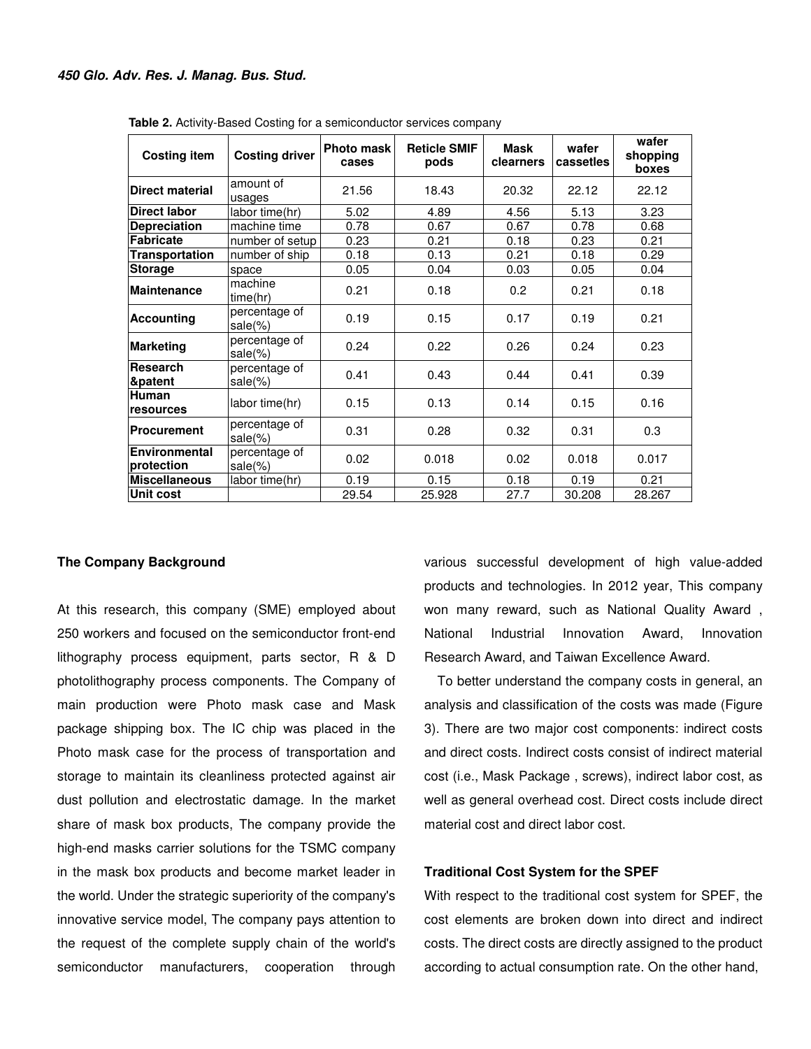**Table 2.** Activity-Based Costing for a semiconductor services company

| Costing item | Costing driver | Photo mask cases | Reticle SMIF pods | Mask clearners | wafer cassetles | wafer shopping boxes |
|---|---|---|---|---|---|---|
| **Direct material** | amount of usages | 21.56 | 18.43 | 20.32 | 22.12 | 22.12 |
| **Direct labor** | labor time(hr) | 5.02 | 4.89 | 4.56 | 5.13 | 3.23 |
| **Depreciation** | machine time | 0.78 | 0.67 | 0.67 | 0.78 | 0.68 |
| **Fabricate** | number of setup | 0.23 | 0.21 | 0.18 | 0.23 | 0.21 |
| **Transportation** | number of ship | 0.18 | 0.13 | 0.21 | 0.18 | 0.29 |
| **Storage** | space | 0.05 | 0.04 | 0.03 | 0.05 | 0.04 |
| **Maintenance** | machine time(hr) | 0.21 | 0.18 | 0.2 | 0.21 | 0.18 |
| **Accounting** | percentage of sale(%) | 0.19 | 0.15 | 0.17 | 0.19 | 0.21 |
| **Marketing** | percentage of sale(%) | 0.24 | 0.22 | 0.26 | 0.24 | 0.23 |
| **Research &patent** | percentage of sale(%) | 0.41 | 0.43 | 0.44 | 0.41 | 0.39 |
| **Human resources** | labor time(hr) | 0.15 | 0.13 | 0.14 | 0.15 | 0.16 |
| **Procurement** | percentage of sale(%) | 0.31 | 0.28 | 0.32 | 0.31 | 0.3 |
| **Environmental protection** | percentage of sale(%) | 0.02 | 0.018 | 0.02 | 0.018 | 0.017 |
| **Miscellaneous** | labor time(hr) | 0.19 | 0.15 | 0.18 | 0.19 | 0.21 |
| **Unit cost** | | 29.54 | 25.928 | 27.7 | 30.208 | 28.267 |

### The Company Background

At this research, this company (SME) employed about 250 workers and focused on the semiconductor front-end lithography process equipment, parts sector, R & D photolithography process components. The Company of main production were Photo mask case and Mask package shipping box. The IC chip was placed in the Photo mask case for the process of transportation and storage to maintain its cleanliness protected against air dust pollution and electrostatic damage. In the market share of mask box products, The company provide the high-end masks carrier solutions for the TSMC company in the mask box products and become market leader in the world. Under the strategic superiority of the company's innovative service model, The company pays attention to the request of the complete supply chain of the world's semiconductor manufacturers, cooperation through various successful development of high value-added products and technologies. In 2012 year, This company won many reward, such as National Quality Award , National Industrial Innovation Award, Innovation Research Award, and Taiwan Excellence Award.

To better understand the company costs in general, an analysis and classification of the costs was made (Figure 3). There are two major cost components: indirect costs and direct costs. Indirect costs consist of indirect material cost (i.e., Mask Package , screws), indirect labor cost, as well as general overhead cost. Direct costs include direct material cost and direct labor cost.

### Traditional Cost System for the SPEF

With respect to the traditional cost system for SPEF, the cost elements are broken down into direct and indirect costs. The direct costs are directly assigned to the product according to actual consumption rate. On the other hand,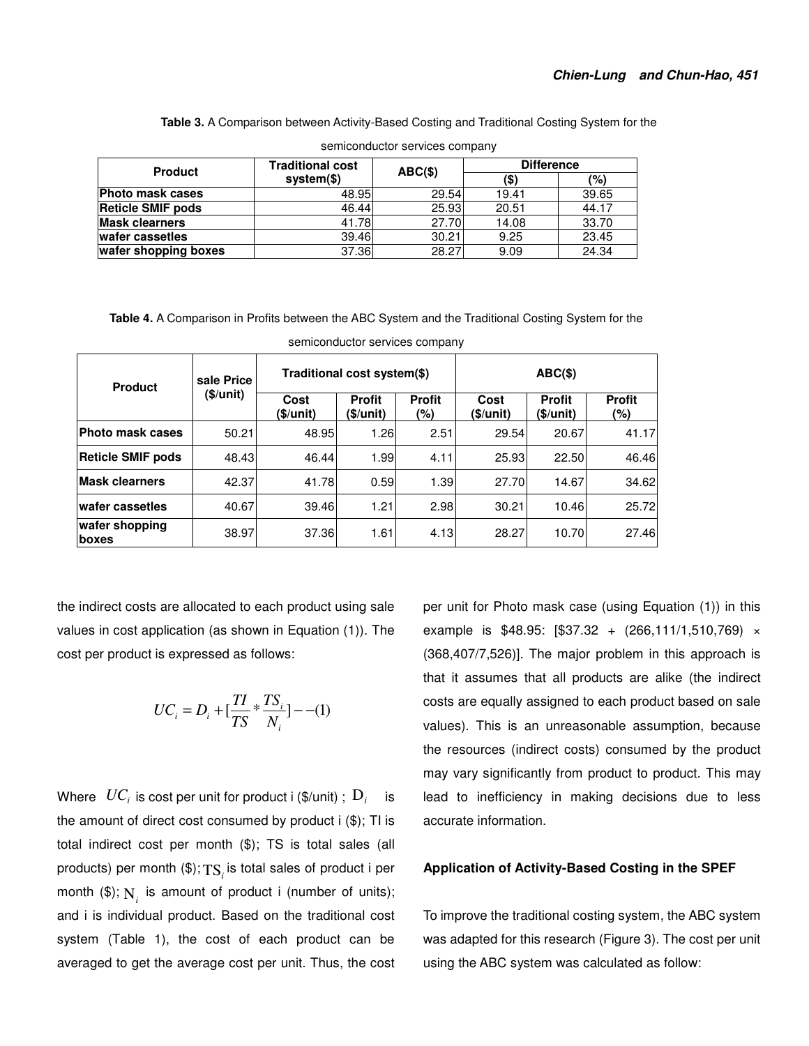**Table 3.** A Comparison between Activity-Based Costing and Traditional Costing System for the semiconductor services company

| Product | Traditional cost system($) | ABC($) | Difference | |
|---|---|---|---|---|
| | | | ($) | (%) |
| **Photo mask cases** | 48.95 | 29.54 | 19.41 | 39.65 |
| **Reticle SMIF pods** | 46.44 | 25.93 | 20.51 | 44.17 |
| **Mask clearners** | 41.78 | 27.70 | 14.08 | 33.70 |
| **wafer cassetles** | 39.46 | 30.21 | 9.25 | 23.45 |
| **wafer shopping boxes** | 37.36 | 28.27 | 9.09 | 24.34 |

**Table 4.** A Comparison in Profits between the ABC System and the Traditional Costing System for the semiconductor services company

| Product | sale Price ($/unit) | Traditional cost system($) | | | ABC($) | | |
|---|---|---|---|---|---|---|---|
| | | Cost ($/unit) | Profit ($/unit) | Profit (%) | Cost ($/unit) | Profit ($/unit) | Profit (%) |
| **Photo mask cases** | 50.21 | 48.95 | 1.26 | 2.51 | 29.54 | 20.67 | 41.17 |
| **Reticle SMIF pods** | 48.43 | 46.44 | 1.99 | 4.11 | 25.93 | 22.50 | 46.46 |
| **Mask clearners** | 42.37 | 41.78 | 0.59 | 1.39 | 27.70 | 14.67 | 34.62 |
| **wafer cassetles** | 40.67 | 39.46 | 1.21 | 2.98 | 30.21 | 10.46 | 25.72 |
| **wafer shopping boxes** | 38.97 | 37.36 | 1.61 | 4.13 | 28.27 | 10.70 | 27.46 |

the indirect costs are allocated to each product using sale values in cost application (as shown in Equation (1)). The cost per product is expressed as follows:

$$UC_i = D_i + [\frac{TI}{TS} * \frac{TS_i}{N_i}] --(1)$$

Where $UC_i$ is cost per unit for product i ($/unit) ; $D_i$ is the amount of direct cost consumed by product i ($); TI is total indirect cost per month ($); TS is total sales (all products) per month ($); $TS_i$ is total sales of product i per month ($); $N_i$ is amount of product i (number of units); and i is individual product. Based on the traditional cost system (Table 1), the cost of each product can be averaged to get the average cost per unit. Thus, the cost per unit for Photo mask case (using Equation (1)) in this example is $48.95: [$37.32 + (266,111/1,510,769) × (368,407/7,526)]. The major problem in this approach is that it assumes that all products are alike (the indirect costs are equally assigned to each product based on sale values). This is an unreasonable assumption, because the resources (indirect costs) consumed by the product may vary significantly from product to product. This may lead to inefficiency in making decisions due to less accurate information.

**Application of Activity-Based Costing in the SPEF**

To improve the traditional costing system, the ABC system was adapted for this research (Figure 3). The cost per unit using the ABC system was calculated as follow: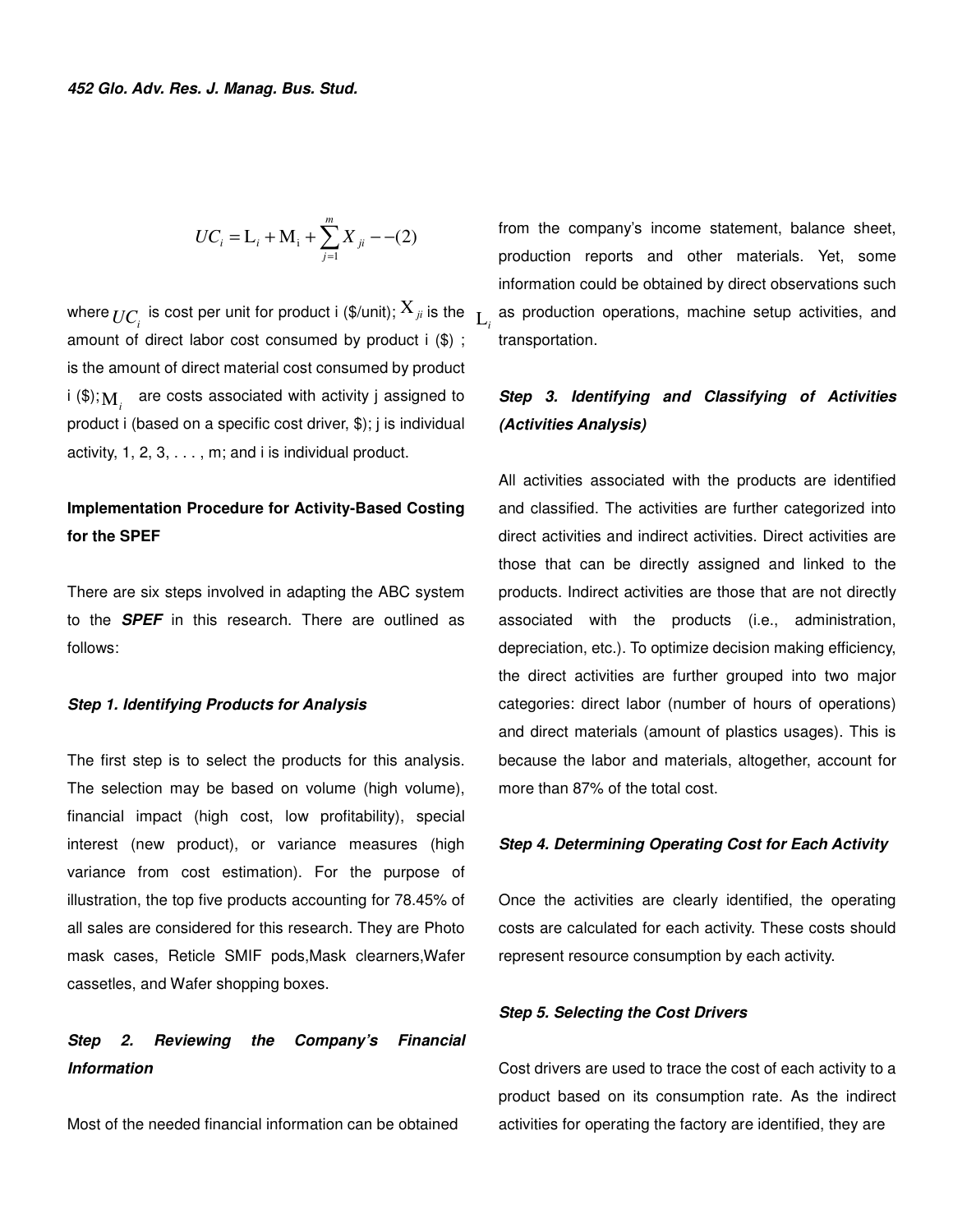$$UC_i = L_i + M_i + \sum_{j=1}^{m} X_{ji} \quad --(2)$$

where $UC_i$ is cost per unit for product i (\$/unit); $X_{ji}$ is the amount of direct labor cost consumed by product i (\$) ; $L_i$ is the amount of direct material cost consumed by product i (\$); $M_i$ are costs associated with activity j assigned to product i (based on a specific cost driver, \$); j is individual activity, 1, 2, 3, . . . , m; and i is individual product.

**Implementation Procedure for Activity-Based Costing for the SPEF**

There are six steps involved in adapting the ABC system to the ***SPEF*** in this research. There are outlined as follows:

***Step 1. Identifying Products for Analysis***

The first step is to select the products for this analysis. The selection may be based on volume (high volume), financial impact (high cost, low profitability), special interest (new product), or variance measures (high variance from cost estimation). For the purpose of illustration, the top five products accounting for 78.45% of all sales are considered for this research. They are Photo mask cases, Reticle SMIF pods,Mask clearners,Wafer cassetles, and Wafer shopping boxes.

***Step 2. Reviewing the Company's Financial Information***

Most of the needed financial information can be obtained from the company's income statement, balance sheet, production reports and other materials. Yet, some information could be obtained by direct observations such as production operations, machine setup activities, and transportation.

***Step 3. Identifying and Classifying of Activities (Activities Analysis)***

All activities associated with the products are identified and classified. The activities are further categorized into direct activities and indirect activities. Direct activities are those that can be directly assigned and linked to the products. Indirect activities are those that are not directly associated with the products (i.e., administration, depreciation, etc.). To optimize decision making efficiency, the direct activities are further grouped into two major categories: direct labor (number of hours of operations) and direct materials (amount of plastics usages). This is because the labor and materials, altogether, account for more than 87% of the total cost.

***Step 4. Determining Operating Cost for Each Activity***

Once the activities are clearly identified, the operating costs are calculated for each activity. These costs should represent resource consumption by each activity.

***Step 5. Selecting the Cost Drivers***

Cost drivers are used to trace the cost of each activity to a product based on its consumption rate. As the indirect activities for operating the factory are identified, they are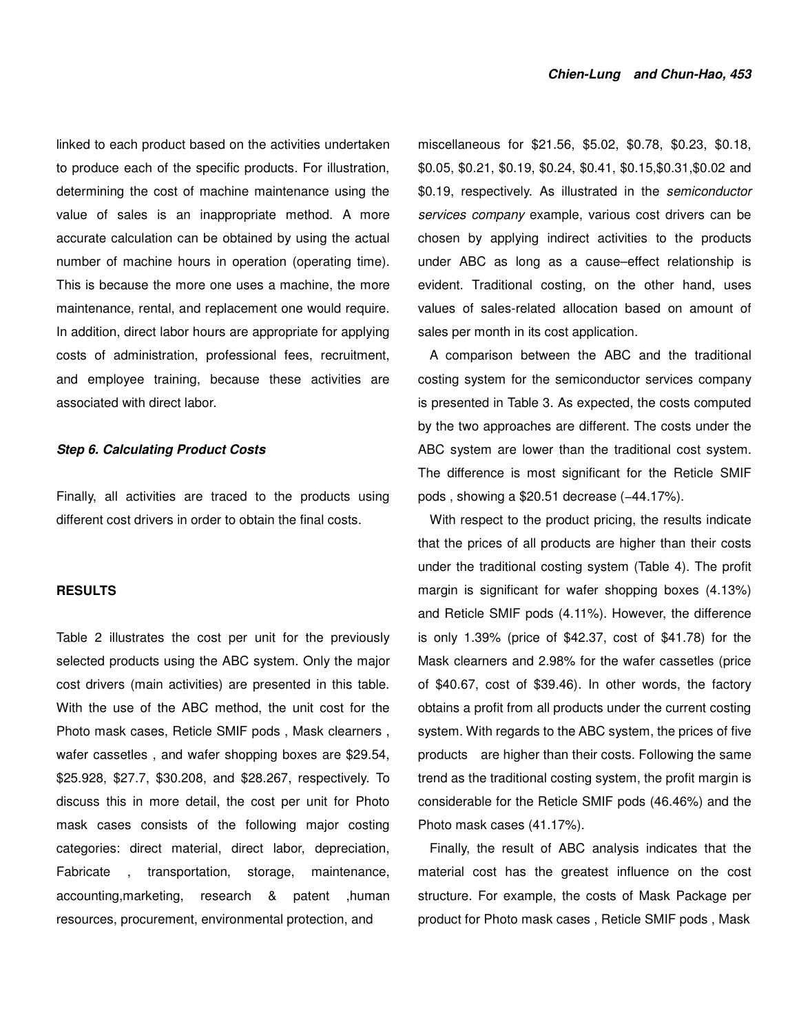linked to each product based on the activities undertaken to produce each of the specific products. For illustration, determining the cost of machine maintenance using the value of sales is an inappropriate method. A more accurate calculation can be obtained by using the actual number of machine hours in operation (operating time). This is because the more one uses a machine, the more maintenance, rental, and replacement one would require. In addition, direct labor hours are appropriate for applying costs of administration, professional fees, recruitment, and employee training, because these activities are associated with direct labor.

***Step 6. Calculating Product Costs***

Finally, all activities are traced to the products using different cost drivers in order to obtain the final costs.

**RESULTS**

Table 2 illustrates the cost per unit for the previously selected products using the ABC system. Only the major cost drivers (main activities) are presented in this table. With the use of the ABC method, the unit cost for the Photo mask cases, Reticle SMIF pods , Mask clearners , wafer cassetles , and wafer shopping boxes are $29.54, $25.928, $27.7, $30.208, and $28.267, respectively. To discuss this in more detail, the cost per unit for Photo mask cases consists of the following major costing categories: direct material, direct labor, depreciation, Fabricate , transportation, storage, maintenance, accounting,marketing, research & patent ,human resources, procurement, environmental protection, and miscellaneous for $21.56, $5.02, $0.78, $0.23, $0.18, $0.05, $0.21, $0.19, $0.24, $0.41, $0.15,$0.31,$0.02 and $0.19, respectively. As illustrated in the *semiconductor services company* example, various cost drivers can be chosen by applying indirect activities to the products under ABC as long as a cause–effect relationship is evident. Traditional costing, on the other hand, uses values of sales-related allocation based on amount of sales per month in its cost application.

A comparison between the ABC and the traditional costing system for the semiconductor services company is presented in Table 3. As expected, the costs computed by the two approaches are different. The costs under the ABC system are lower than the traditional cost system. The difference is most significant for the Reticle SMIF pods , showing a $20.51 decrease (−44.17%).

With respect to the product pricing, the results indicate that the prices of all products are higher than their costs under the traditional costing system (Table 4). The profit margin is significant for wafer shopping boxes (4.13%) and Reticle SMIF pods (4.11%). However, the difference is only 1.39% (price of $42.37, cost of $41.78) for the Mask clearners and 2.98% for the wafer cassetles (price of $40.67, cost of $39.46). In other words, the factory obtains a profit from all products under the current costing system. With regards to the ABC system, the prices of five products are higher than their costs. Following the same trend as the traditional costing system, the profit margin is considerable for the Reticle SMIF pods (46.46%) and the Photo mask cases (41.17%).

Finally, the result of ABC analysis indicates that the material cost has the greatest influence on the cost structure. For example, the costs of Mask Package per product for Photo mask cases , Reticle SMIF pods , Mask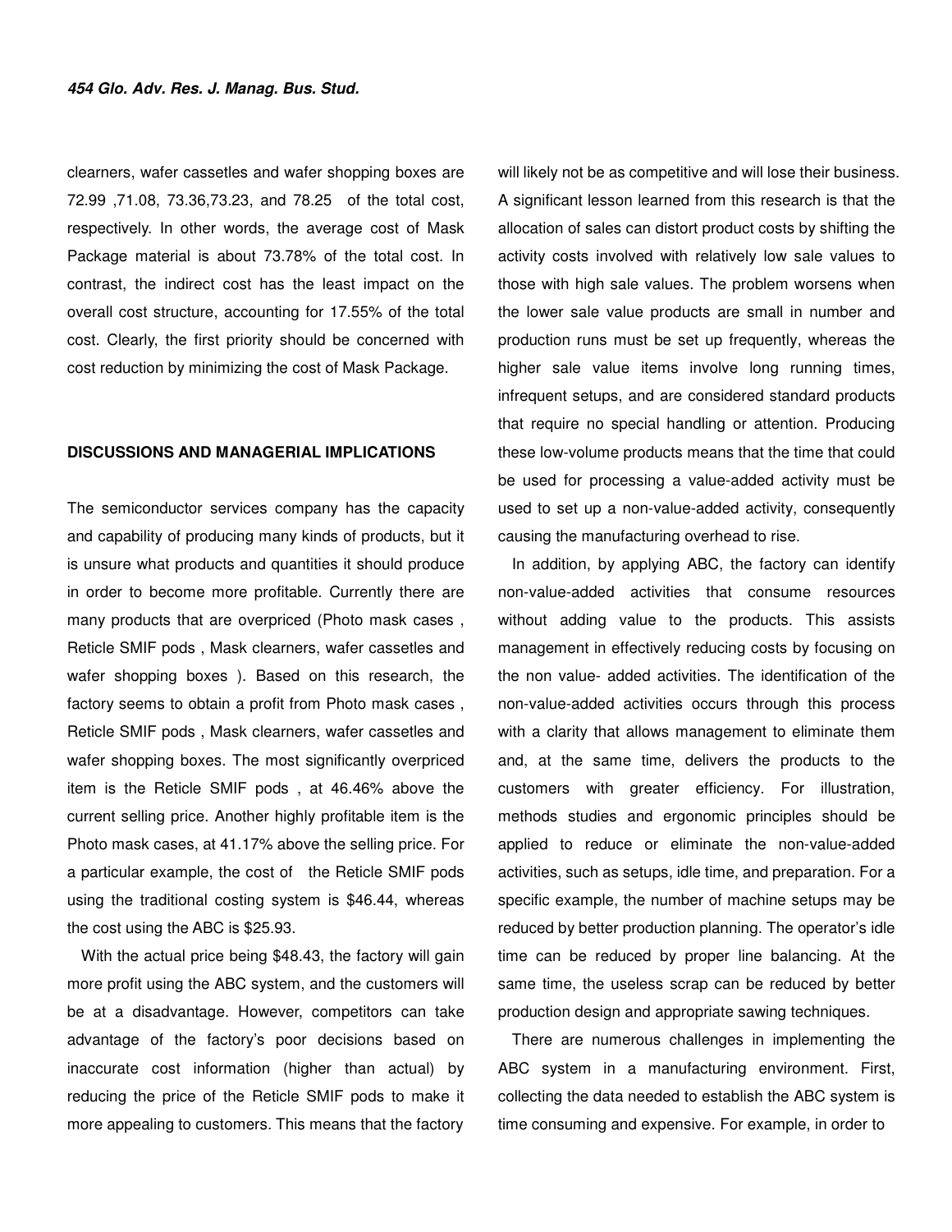clearners, wafer cassetles and wafer shopping boxes are 72.99 ,71.08, 73.36,73.23, and 78.25 of the total cost, respectively. In other words, the average cost of Mask Package material is about 73.78% of the total cost. In contrast, the indirect cost has the least impact on the overall cost structure, accounting for 17.55% of the total cost. Clearly, the first priority should be concerned with cost reduction by minimizing the cost of Mask Package.

## DISCUSSIONS AND MANAGERIAL IMPLICATIONS

The semiconductor services company has the capacity and capability of producing many kinds of products, but it is unsure what products and quantities it should produce in order to become more profitable. Currently there are many products that are overpriced (Photo mask cases , Reticle SMIF pods , Mask clearners, wafer cassetles and wafer shopping boxes ). Based on this research, the factory seems to obtain a profit from Photo mask cases , Reticle SMIF pods , Mask clearners, wafer cassetles and wafer shopping boxes. The most significantly overpriced item is the Reticle SMIF pods , at 46.46% above the current selling price. Another highly profitable item is the Photo mask cases, at 41.17% above the selling price. For a particular example, the cost of the Reticle SMIF pods using the traditional costing system is $46.44, whereas the cost using the ABC is $25.93.

With the actual price being $48.43, the factory will gain more profit using the ABC system, and the customers will be at a disadvantage. However, competitors can take advantage of the factory's poor decisions based on inaccurate cost information (higher than actual) by reducing the price of the Reticle SMIF pods to make it more appealing to customers. This means that the factory will likely not be as competitive and will lose their business. A significant lesson learned from this research is that the allocation of sales can distort product costs by shifting the activity costs involved with relatively low sale values to those with high sale values. The problem worsens when the lower sale value products are small in number and production runs must be set up frequently, whereas the higher sale value items involve long running times, infrequent setups, and are considered standard products that require no special handling or attention. Producing these low-volume products means that the time that could be used for processing a value-added activity must be used to set up a non-value-added activity, consequently causing the manufacturing overhead to rise.

In addition, by applying ABC, the factory can identify non-value-added activities that consume resources without adding value to the products. This assists management in effectively reducing costs by focusing on the non value- added activities. The identification of the non-value-added activities occurs through this process with a clarity that allows management to eliminate them and, at the same time, delivers the products to the customers with greater efficiency. For illustration, methods studies and ergonomic principles should be applied to reduce or eliminate the non-value-added activities, such as setups, idle time, and preparation. For a specific example, the number of machine setups may be reduced by better production planning. The operator's idle time can be reduced by proper line balancing. At the same time, the useless scrap can be reduced by better production design and appropriate sawing techniques.

There are numerous challenges in implementing the ABC system in a manufacturing environment. First, collecting the data needed to establish the ABC system is time consuming and expensive. For example, in order to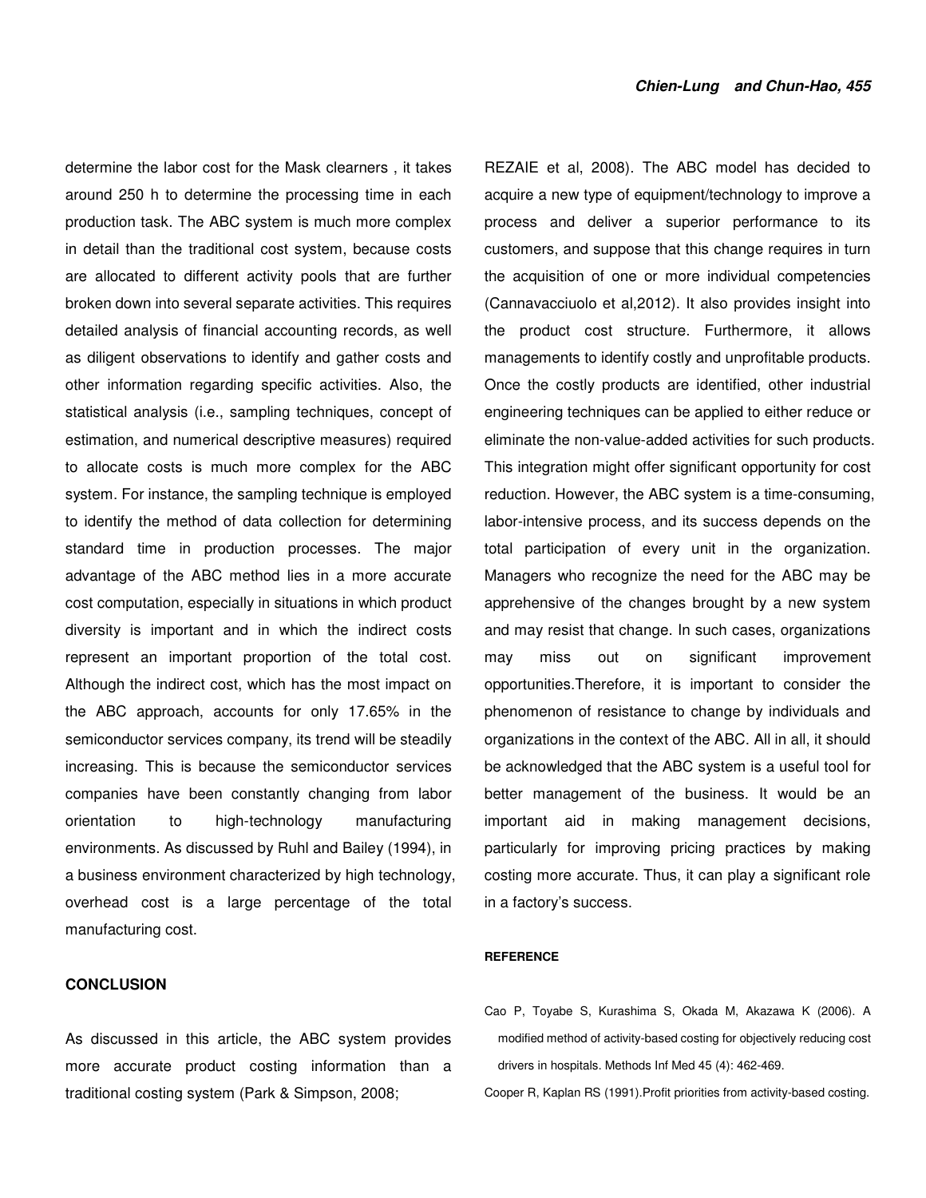determine the labor cost for the Mask clearners , it takes around 250 h to determine the processing time in each production task. The ABC system is much more complex in detail than the traditional cost system, because costs are allocated to different activity pools that are further broken down into several separate activities. This requires detailed analysis of financial accounting records, as well as diligent observations to identify and gather costs and other information regarding specific activities. Also, the statistical analysis (i.e., sampling techniques, concept of estimation, and numerical descriptive measures) required to allocate costs is much more complex for the ABC system. For instance, the sampling technique is employed to identify the method of data collection for determining standard time in production processes. The major advantage of the ABC method lies in a more accurate cost computation, especially in situations in which product diversity is important and in which the indirect costs represent an important proportion of the total cost. Although the indirect cost, which has the most impact on the ABC approach, accounts for only 17.65% in the semiconductor services company, its trend will be steadily increasing. This is because the semiconductor services companies have been constantly changing from labor orientation to high-technology manufacturing environments. As discussed by Ruhl and Bailey (1994), in a business environment characterized by high technology, overhead cost is a large percentage of the total manufacturing cost.

## CONCLUSION

As discussed in this article, the ABC system provides more accurate product costing information than a traditional costing system (Park & Simpson, 2008; REZAIE et al, 2008). The ABC model has decided to acquire a new type of equipment/technology to improve a process and deliver a superior performance to its customers, and suppose that this change requires in turn the acquisition of one or more individual competencies (Cannavacciuolo et al,2012). It also provides insight into the product cost structure. Furthermore, it allows managements to identify costly and unprofitable products. Once the costly products are identified, other industrial engineering techniques can be applied to either reduce or eliminate the non-value-added activities for such products. This integration might offer significant opportunity for cost reduction. However, the ABC system is a time-consuming, labor-intensive process, and its success depends on the total participation of every unit in the organization. Managers who recognize the need for the ABC may be apprehensive of the changes brought by a new system and may resist that change. In such cases, organizations may miss out on significant improvement opportunities.Therefore, it is important to consider the phenomenon of resistance to change by individuals and organizations in the context of the ABC. All in all, it should be acknowledged that the ABC system is a useful tool for better management of the business. It would be an important aid in making management decisions, particularly for improving pricing practices by making costing more accurate. Thus, it can play a significant role in a factory's success.

### REFERENCE

Cao P, Toyabe S, Kurashima S, Okada M, Akazawa K (2006). A modified method of activity-based costing for objectively reducing cost drivers in hospitals. Methods Inf Med 45 (4): 462-469.

Cooper R, Kaplan RS (1991).Profit priorities from activity-based costing.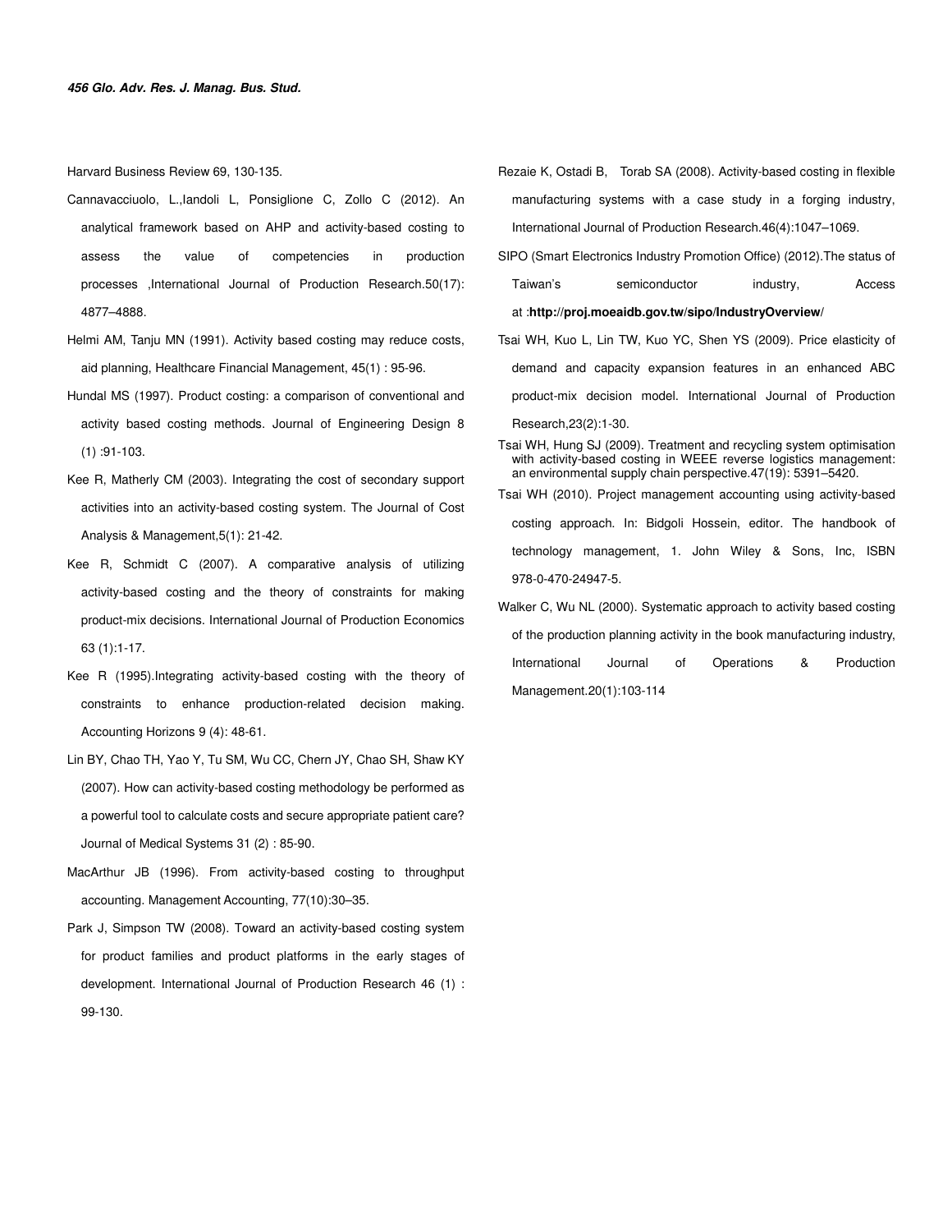Harvard Business Review 69, 130-135.

Cannavacciuolo, L.,Iandoli L, Ponsiglione C, Zollo C (2012). An analytical framework based on AHP and activity-based costing to assess the value of competencies in production processes ,International Journal of Production Research.50(17): 4877–4888.

Helmi AM, Tanju MN (1991). Activity based costing may reduce costs, aid planning, Healthcare Financial Management, 45(1) : 95-96.

Hundal MS (1997). Product costing: a comparison of conventional and activity based costing methods. Journal of Engineering Design 8 (1) :91-103.

Kee R, Matherly CM (2003). Integrating the cost of secondary support activities into an activity-based costing system. The Journal of Cost Analysis & Management,5(1): 21-42.

Kee R, Schmidt C (2007). A comparative analysis of utilizing activity-based costing and the theory of constraints for making product-mix decisions. International Journal of Production Economics 63 (1):1-17.

Kee R (1995).Integrating activity-based costing with the theory of constraints to enhance production-related decision making. Accounting Horizons 9 (4): 48-61.

Lin BY, Chao TH, Yao Y, Tu SM, Wu CC, Chern JY, Chao SH, Shaw KY (2007). How can activity-based costing methodology be performed as a powerful tool to calculate costs and secure appropriate patient care? Journal of Medical Systems 31 (2) : 85-90.

MacArthur JB (1996). From activity-based costing to throughput accounting. Management Accounting, 77(10):30–35.

Park J, Simpson TW (2008). Toward an activity-based costing system for product families and product platforms in the early stages of development. International Journal of Production Research 46 (1) : 99-130.

Rezaie K, Ostadi B, Torab SA (2008). Activity-based costing in flexible manufacturing systems with a case study in a forging industry, International Journal of Production Research.46(4):1047–1069.

SIPO (Smart Electronics Industry Promotion Office) (2012).The status of Taiwan's semiconductor industry, Access at :**http://proj.moeaidb.gov.tw/sipo/IndustryOverview/**

Tsai WH, Kuo L, Lin TW, Kuo YC, Shen YS (2009). Price elasticity of demand and capacity expansion features in an enhanced ABC product-mix decision model. International Journal of Production Research,23(2):1-30.

Tsai WH, Hung SJ (2009). Treatment and recycling system optimisation with activity-based costing in WEEE reverse logistics management: an environmental supply chain perspective.47(19): 5391–5420.

Tsai WH (2010). Project management accounting using activity-based costing approach. In: Bidgoli Hossein, editor. The handbook of technology management, 1. John Wiley & Sons, Inc, ISBN 978-0-470-24947-5.

Walker C, Wu NL (2000). Systematic approach to activity based costing of the production planning activity in the book manufacturing industry, International Journal of Operations & Production Management.20(1):103-114